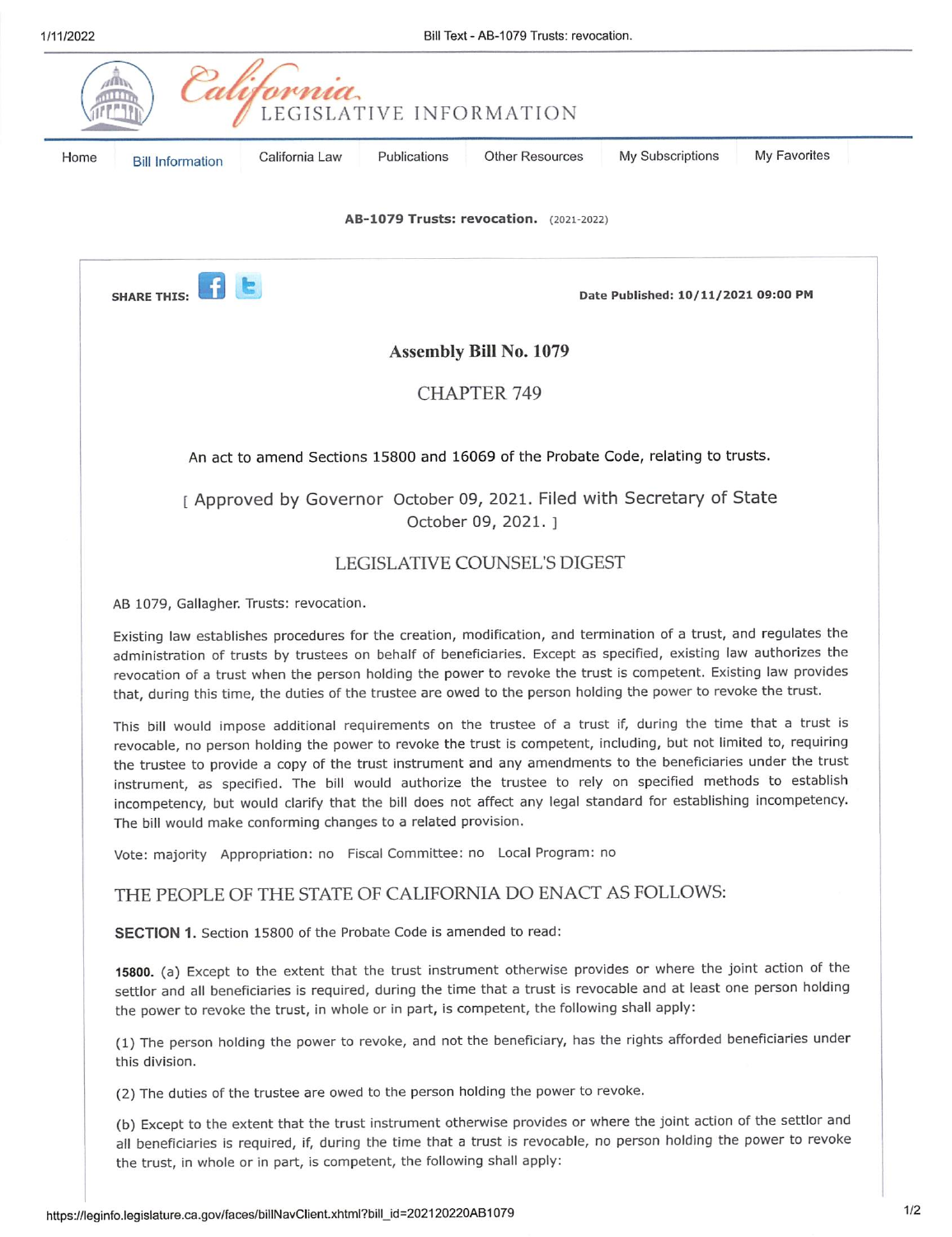# AB-1079 Trusts: revocation. (2021-2022)

SHARE THIS:

Date Published: 10/11/2021 09:00 PM

## Assembly Bill No. 1079

## CHAPTER 749

An act to amend Sections 15800 and 16069 of the Probate Code, relating to trusts.

[ Approved by Governor October 09, 2021. Filed with Secretary of State October 09, 2021. ]

## LEGISLATIVE COUNSEL'S DIGEST

AB 1079, Gallagher. Trusts: revocation.

Existing law establishes procedures for the creation, modification, and termination of a trust, and regulates the administration of trusts by trustees on behalf of beneficiaries. Except as specified, existing law authorizes the revocation of a trust when the person holding the power to revoke the trust is competent. Existing law provides that, during this time, the duties of the trustee are owed to the person holding the power to revoke the trust.

This bill would impose additional requirements on the trustee of a trust if, during the time that a trust is revocable, no person holding the power to revoke the trust is competent, including, but not limited to, requiring the trustee to provide a copy of the trust instrument and any amendments to the beneficiaries under the trust instrument, as specified. The bill would authorize the trustee to rely on specified methods to establish incompetency, but would clarify that the bill does not affect any legal standard for establishing incompetency. The bill would make conforming changes to a related provision.

Vote: majority Appropriation: no Fiscal Committee: no Local Program: no

## THE PEOPLE OF THE STATE OF CALIFORNIA DO ENACT AS FOLLOWS:

**SECTION 1.** Section 15800 of the Probate Code is amended to read:

**15800.** (a) Except to the extent that the trust instrument otherwise provides or where the joint action of the settlor and all beneficiaries is required, during the time that a trust is revocable and at least one person holding the power to revoke the trust, in whole or in part, is competent, the following shall apply:

(1) The person holding the power to revoke, and not the beneficiary, has the rights afforded beneficiaries under this division.

(2) The duties of the trustee are owed to the person holding the power to revoke.

(b) Except to the extent that the trust instrument otherwise provides or where the joint action of the settlor and all beneficiaries is required, if, during the time that a trust is revocable, no person holding the power to revoke the trust, in whole or in part, is competent, the following shall apply: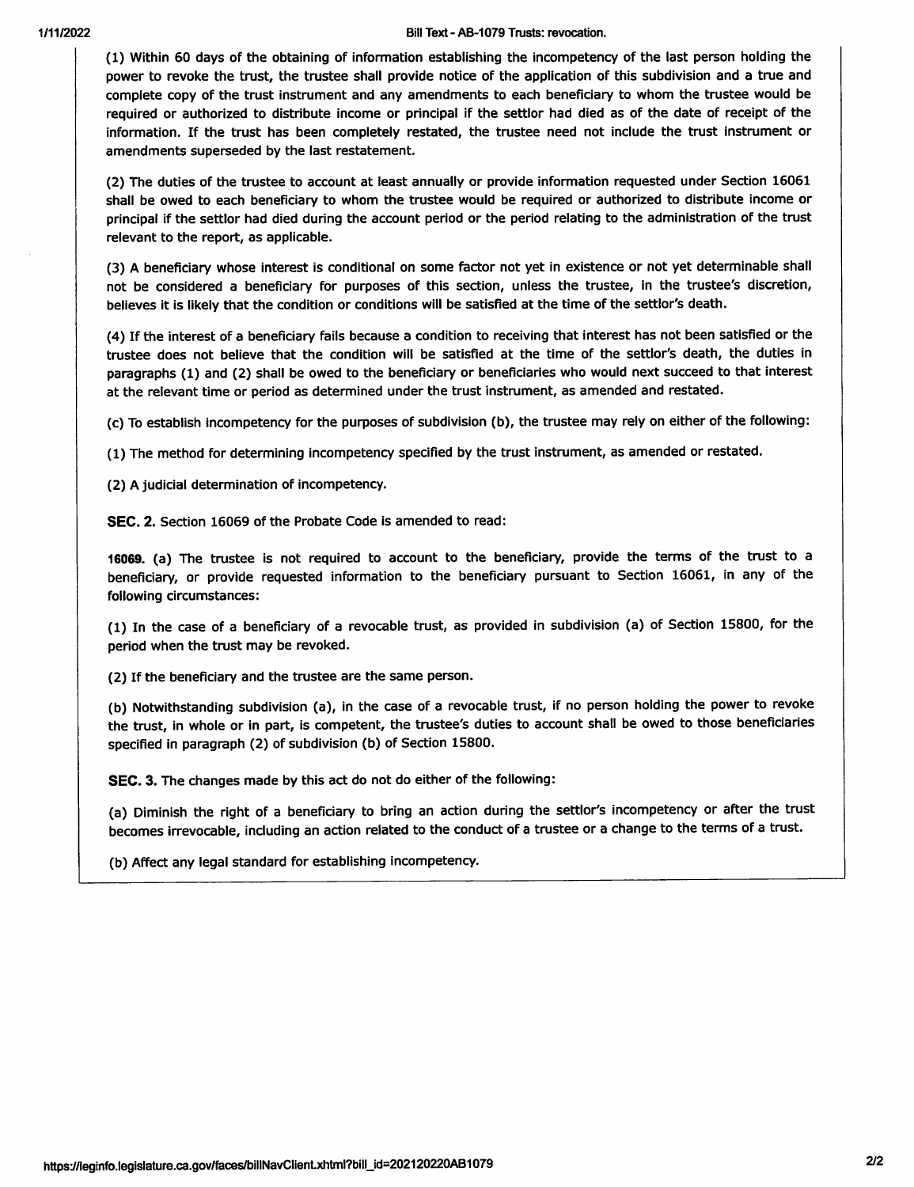(1) Within 60 days of the obtaining of information establishing the incompetency of the last person holding the power to revoke the trust, the trustee shall provide notice of the application of this subdivision and a true and complete copy of the trust instrument and any amendments to each beneficiary to whom the trustee would be required or authorized to distribute income or principal if the settlor had died as of the date of receipt of the information. If the trust has been completely restated, the trustee need not include the trust instrument or amendments superseded by the last restatement.

(2) The duties of the trustee to account at least annually or provide information requested under Section 16061 shall be owed to each beneficiary to whom the trustee would be required or authorized to distribute income or principal if the settlor had died during the account period or the period relating to the administration of the trust relevant to the report, as applicable.

(3) A beneficiary whose interest is conditional on some factor not yet in existence or not yet determinable shall not be considered a beneficiary for purposes of this section, unless the trustee, in the trustee's discretion, believes it is likely that the condition or conditions will be satisfied at the time of the settlor's death.

(4) If the interest of a beneficiary fails because a condition to receiving that interest has not been satisfied or the trustee does not believe that the condition will be satisfied at the time of the settlor's death, the duties in paragraphs (1) and (2) shall be owed to the beneficiary or beneficiaries who would next succeed to that interest at the relevant time or period as determined under the trust instrument, as amended and restated.

(c) To establish incompetency for the purposes of subdivision (b), the trustee may rely on either of the following:

(1) The method for determining incompetency specified by the trust instrument, as amended or restated.

(2) A judicial determination of incompetency.

**SEC. 2.** Section 16069 of the Probate Code is amended to read:

**16069.** (a) The trustee is not required to account to the beneficiary, provide the terms of the trust to a beneficiary, or provide requested information to the beneficiary pursuant to Section 16061, in any of the following circumstances:

(1) In the case of a beneficiary of a revocable trust, as provided in subdivision (a) of Section 15800, for the period when the trust may be revoked.

(2) If the beneficiary and the trustee are the same person.

(b) Notwithstanding subdivision (a), in the case of a revocable trust, if no person holding the power to revoke the trust, in whole or in part, is competent, the trustee's duties to account shall be owed to those beneficiaries specified in paragraph (2) of subdivision (b) of Section 15800.

**SEC. 3.** The changes made by this act do not do either of the following:

(a) Diminish the right of a beneficiary to bring an action during the settlor's incompetency or after the trust becomes irrevocable, including an action related to the conduct of a trustee or a change to the terms of a trust.

(b) Affect any legal standard for establishing incompetency.